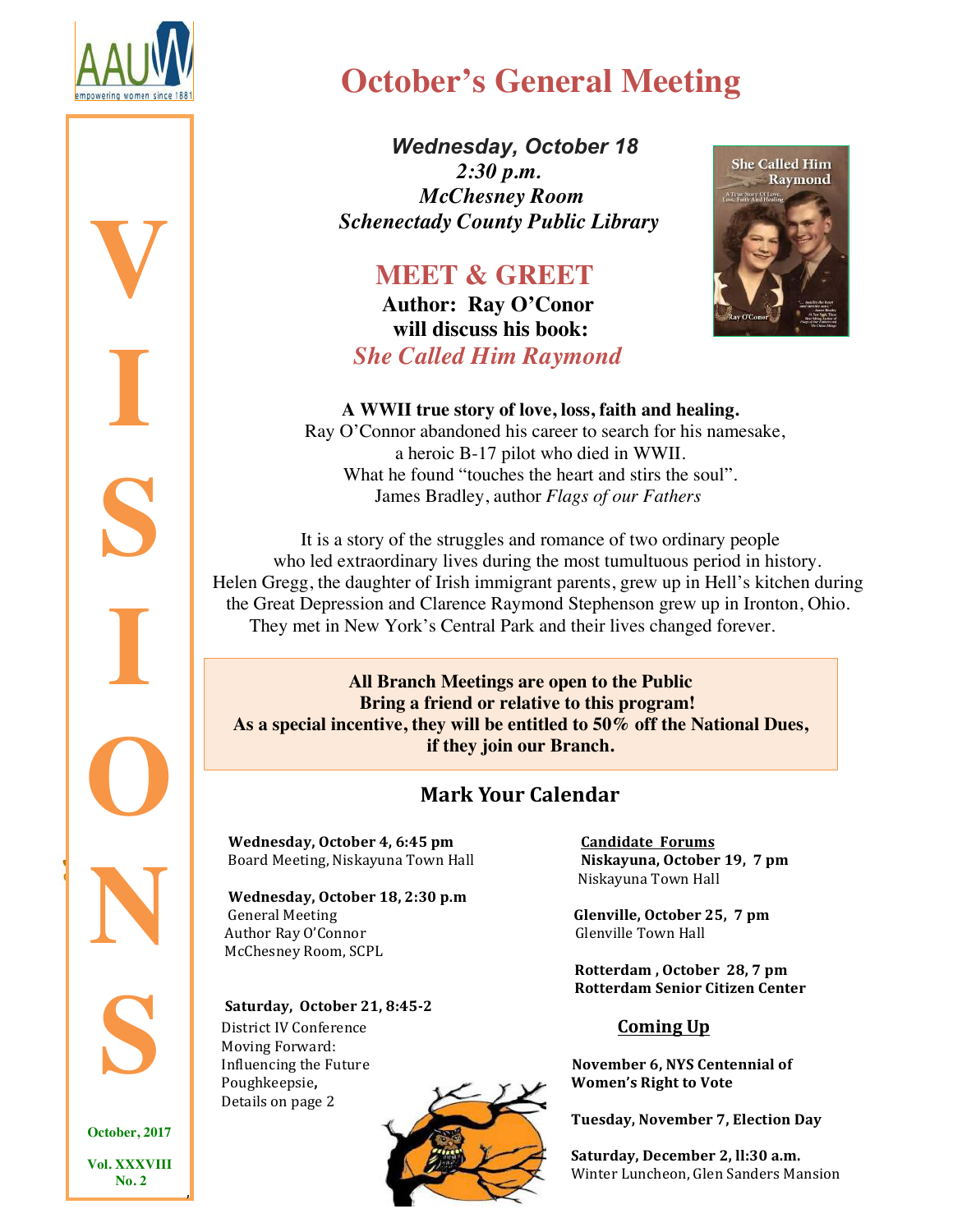# VISIONS

October, 2017

Vol. XXXVIII No. 2

# October's General Meeting

*Wednesday, October 18*
*2:30 p.m.*
*McChesney Room*
*Schenectady County Public Library*

## MEET & GREET

**Author: Ray O'Conor**
**will discuss his book:**
***She Called Him Raymond***

**A WWII true story of love, loss, faith and healing.**
Ray O'Connor abandoned his career to search for his namesake, a heroic B-17 pilot who died in WWII.
What he found "touches the heart and stirs the soul".
James Bradley, author *Flags of our Fathers*

It is a story of the struggles and romance of two ordinary people who led extraordinary lives during the most tumultuous period in history. Helen Gregg, the daughter of Irish immigrant parents, grew up in Hell's kitchen during the Great Depression and Clarence Raymond Stephenson grew up in Ironton, Ohio. They met in New York's Central Park and their lives changed forever.

**All Branch Meetings are open to the Public**
**Bring a friend or relative to this program!**
**As a special incentive, they will be entitled to 50% off the National Dues, if they join our Branch.**

## Mark Your Calendar

**Wednesday, October 4, 6:45 pm**
Board Meeting, Niskayuna Town Hall

**Wednesday, October 18, 2:30 p.m**
General Meeting
Author Ray O'Connor
McChesney Room, SCPL

**Saturday, October 21, 8:45-2**
District IV Conference
Moving Forward:
Influencing the Future
Poughkeepsie**,**
Details on page 2

**Candidate Forums**

**Niskayuna, October 19, 7 pm**
Niskayuna Town Hall

**Glenville, October 25, 7 pm**
Glenville Town Hall

**Rotterdam , October 28, 7 pm**
**Rotterdam Senior Citizen Center**

**Coming Up**

**November 6, NYS Centennial of Women's Right to Vote**

**Tuesday, November 7, Election Day**

**Saturday, December 2, ll:30 a.m.**
Winter Luncheon, Glen Sanders Mansion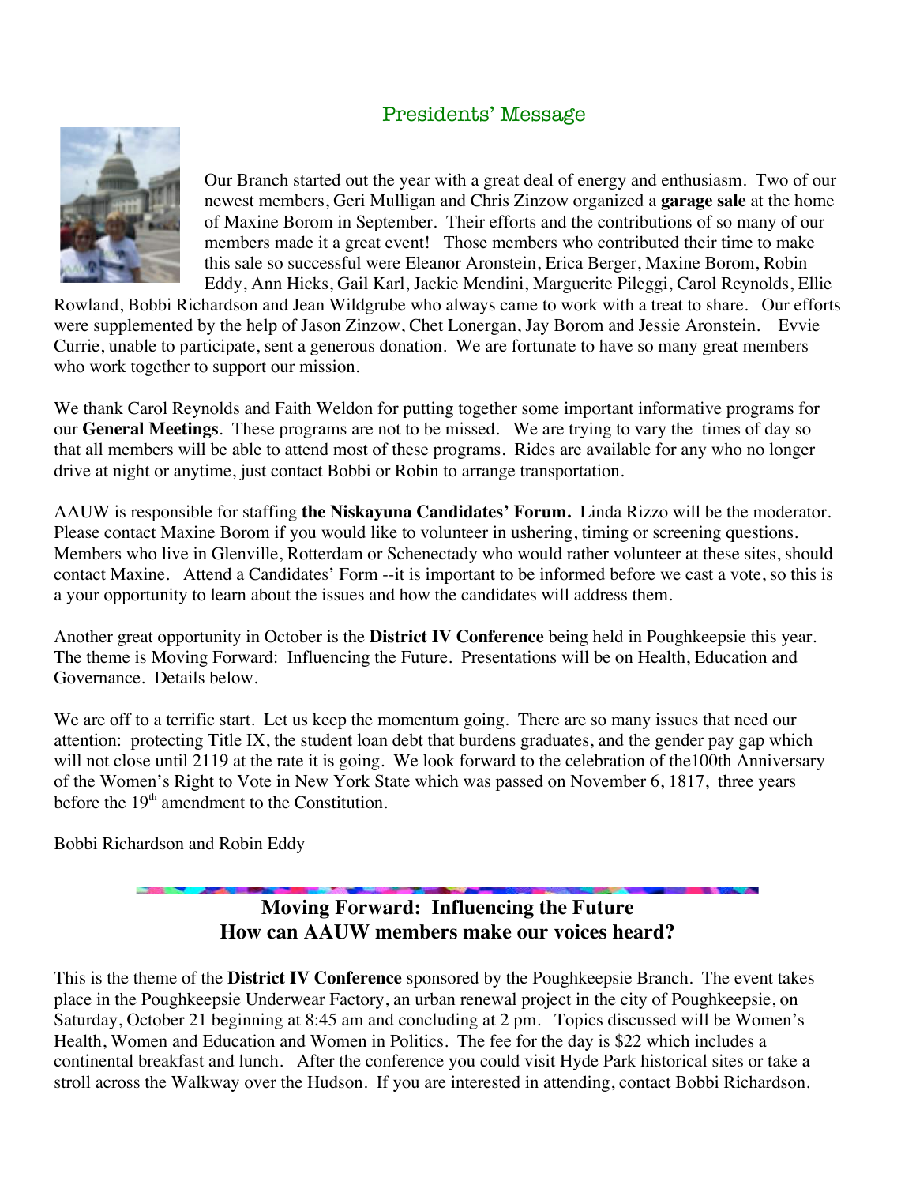## Presidents' Message

Our Branch started out the year with a great deal of energy and enthusiasm. Two of our newest members, Geri Mulligan and Chris Zinzow organized a **garage sale** at the home of Maxine Borom in September. Their efforts and the contributions of so many of our members made it a great event! Those members who contributed their time to make this sale so successful were Eleanor Aronstein, Erica Berger, Maxine Borom, Robin Eddy, Ann Hicks, Gail Karl, Jackie Mendini, Marguerite Pileggi, Carol Reynolds, Ellie Rowland, Bobbi Richardson and Jean Wildgrube who always came to work with a treat to share. Our efforts were supplemented by the help of Jason Zinzow, Chet Lonergan, Jay Borom and Jessie Aronstein. Evvie Currie, unable to participate, sent a generous donation. We are fortunate to have so many great members who work together to support our mission.

We thank Carol Reynolds and Faith Weldon for putting together some important informative programs for our **General Meetings**. These programs are not to be missed. We are trying to vary the times of day so that all members will be able to attend most of these programs. Rides are available for any who no longer drive at night or anytime, just contact Bobbi or Robin to arrange transportation.

AAUW is responsible for staffing **the Niskayuna Candidates' Forum.** Linda Rizzo will be the moderator. Please contact Maxine Borom if you would like to volunteer in ushering, timing or screening questions. Members who live in Glenville, Rotterdam or Schenectady who would rather volunteer at these sites, should contact Maxine. Attend a Candidates' Form --it is important to be informed before we cast a vote, so this is a your opportunity to learn about the issues and how the candidates will address them.

Another great opportunity in October is the **District IV Conference** being held in Poughkeepsie this year. The theme is Moving Forward: Influencing the Future. Presentations will be on Health, Education and Governance. Details below.

We are off to a terrific start. Let us keep the momentum going. There are so many issues that need our attention: protecting Title IX, the student loan debt that burdens graduates, and the gender pay gap which will not close until 2119 at the rate it is going. We look forward to the celebration of the100th Anniversary of the Women's Right to Vote in New York State which was passed on November 6, 1817, three years before the 19th amendment to the Constitution.

Bobbi Richardson and Robin Eddy

## Moving Forward: Influencing the Future
## How can AAUW members make our voices heard?

This is the theme of the **District IV Conference** sponsored by the Poughkeepsie Branch. The event takes place in the Poughkeepsie Underwear Factory, an urban renewal project in the city of Poughkeepsie, on Saturday, October 21 beginning at 8:45 am and concluding at 2 pm. Topics discussed will be Women's Health, Women and Education and Women in Politics. The fee for the day is $22 which includes a continental breakfast and lunch. After the conference you could visit Hyde Park historical sites or take a stroll across the Walkway over the Hudson. If you are interested in attending, contact Bobbi Richardson.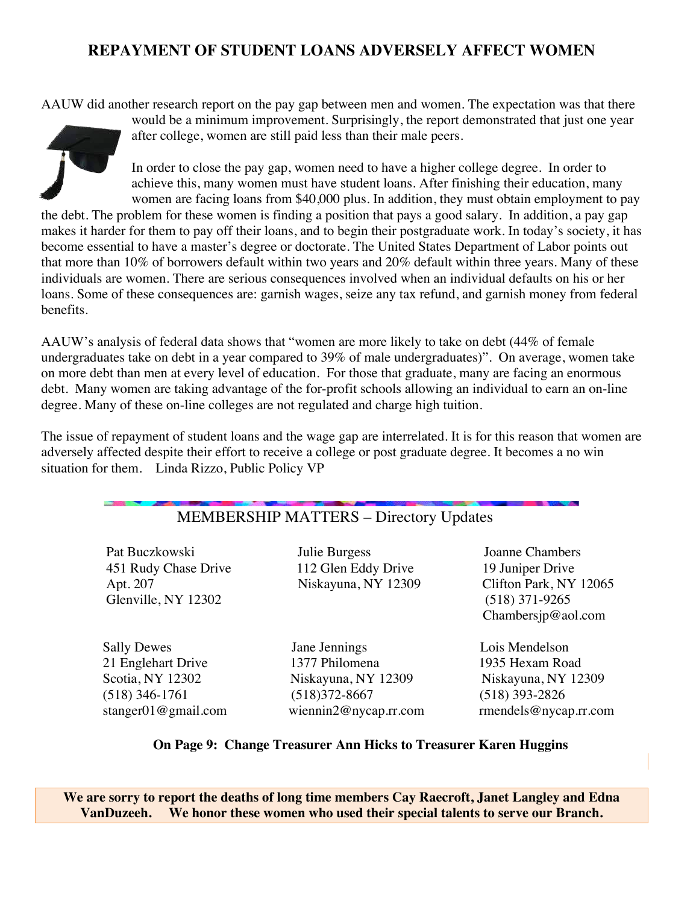## REPAYMENT OF STUDENT LOANS ADVERSELY AFFECT WOMEN

AAUW did another research report on the pay gap between men and women. The expectation was that there would be a minimum improvement. Surprisingly, the report demonstrated that just one year after college, women are still paid less than their male peers.

In order to close the pay gap, women need to have a higher college degree. In order to achieve this, many women must have student loans. After finishing their education, many women are facing loans from $40,000 plus. In addition, they must obtain employment to pay the debt. The problem for these women is finding a position that pays a good salary. In addition, a pay gap makes it harder for them to pay off their loans, and to begin their postgraduate work. In today's society, it has become essential to have a master's degree or doctorate. The United States Department of Labor points out that more than 10% of borrowers default within two years and 20% default within three years. Many of these individuals are women. There are serious consequences involved when an individual defaults on his or her loans. Some of these consequences are: garnish wages, seize any tax refund, and garnish money from federal benefits.

AAUW's analysis of federal data shows that "women are more likely to take on debt (44% of female undergraduates take on debt in a year compared to 39% of male undergraduates)". On average, women take on more debt than men at every level of education. For those that graduate, many are facing an enormous debt. Many women are taking advantage of the for-profit schools allowing an individual to earn an on-line degree. Many of these on-line colleges are not regulated and charge high tuition.

The issue of repayment of student loans and the wage gap are interrelated. It is for this reason that women are adversely affected despite their effort to receive a college or post graduate degree. It becomes a no win situation for them. Linda Rizzo, Public Policy VP

## MEMBERSHIP MATTERS – Directory Updates

Pat Buczkowski
451 Rudy Chase Drive
Apt. 207
Glenville, NY 12302

Julie Burgess
112 Glen Eddy Drive
Niskayuna, NY 12309

Joanne Chambers
19 Juniper Drive
Clifton Park, NY 12065
(518) 371-9265
Chambersjp@aol.com

Sally Dewes
21 Englehart Drive
Scotia, NY 12302
(518) 346-1761
stanger01@gmail.com

Jane Jennings
1377 Philomena
Niskayuna, NY 12309
(518)372-8667
wiennin2@nycap.rr.com

Lois Mendelson
1935 Hexam Road
Niskayuna, NY 12309
(518) 393-2826
rmendels@nycap.rr.com

**On Page 9: Change Treasurer Ann Hicks to Treasurer Karen Huggins**

**We are sorry to report the deaths of long time members Cay Raecroft, Janet Langley and Edna VanDuzeeh. We honor these women who used their special talents to serve our Branch.**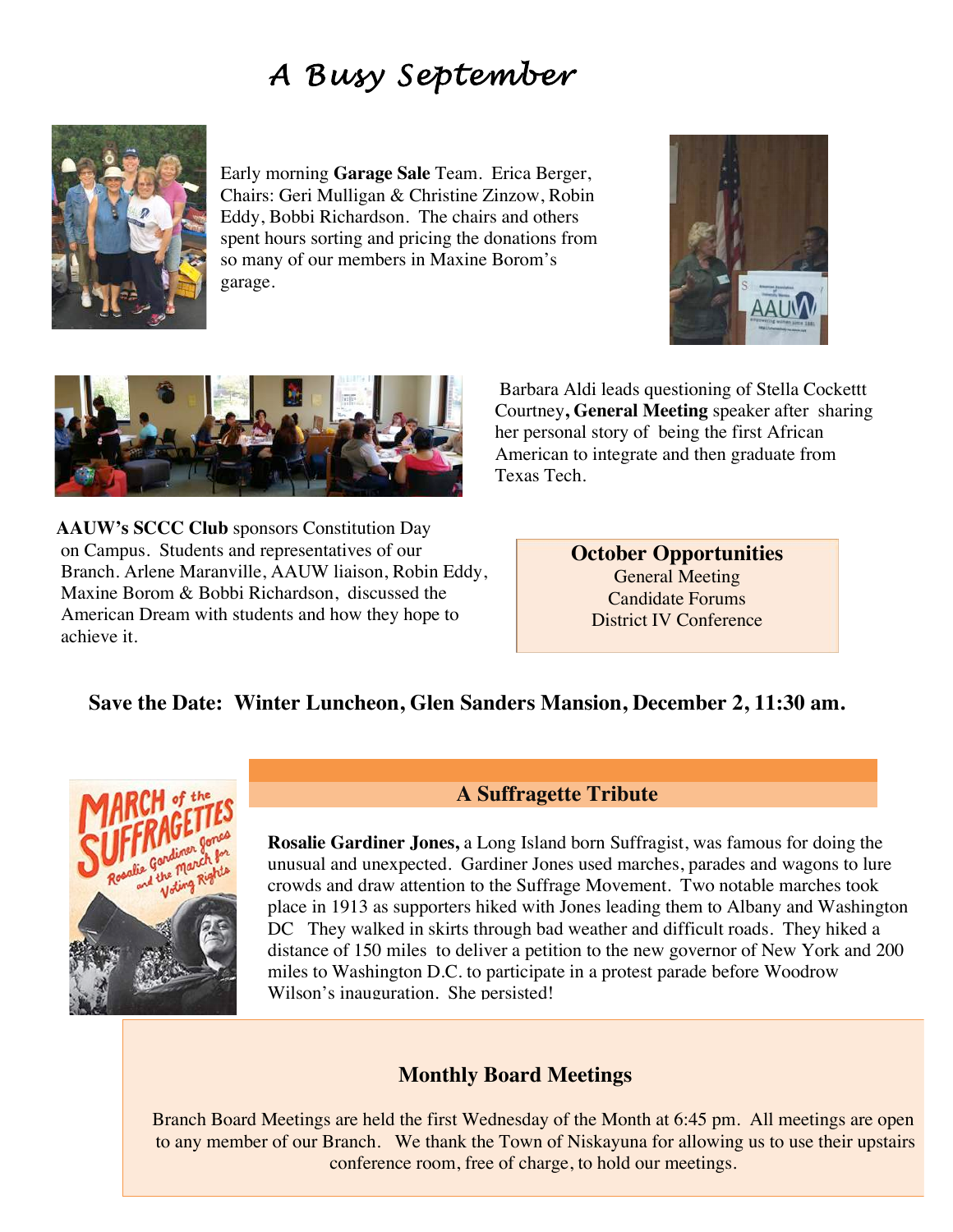# A Busy September

Early morning **Garage Sale** Team. Erica Berger, Chairs: Geri Mulligan & Christine Zinzow, Robin Eddy, Bobbi Richardson. The chairs and others spent hours sorting and pricing the donations from so many of our members in Maxine Borom's garage.

Barbara Aldi leads questioning of Stella Cockettt Courtney**, General Meeting** speaker after sharing her personal story of being the first African American to integrate and then graduate from Texas Tech.

**AAUW's SCCC Club** sponsors Constitution Day on Campus. Students and representatives of our Branch. Arlene Maranville, AAUW liaison, Robin Eddy, Maxine Borom & Bobbi Richardson, discussed the American Dream with students and how they hope to achieve it.

**October Opportunities**

General Meeting
Candidate Forums
District IV Conference

**Save the Date: Winter Luncheon, Glen Sanders Mansion, December 2, 11:30 am.**

## A Suffragette Tribute

**Rosalie Gardiner Jones,** a Long Island born Suffragist, was famous for doing the unusual and unexpected. Gardiner Jones used marches, parades and wagons to lure crowds and draw attention to the Suffrage Movement. Two notable marches took place in 1913 as supporters hiked with Jones leading them to Albany and Washington DC They walked in skirts through bad weather and difficult roads. They hiked a distance of 150 miles to deliver a petition to the new governor of New York and 200 miles to Washington D.C. to participate in a protest parade before Woodrow Wilson's inauguration. She persisted!

## Monthly Board Meetings

Branch Board Meetings are held the first Wednesday of the Month at 6:45 pm. All meetings are open to any member of our Branch. We thank the Town of Niskayuna for allowing us to use their upstairs conference room, free of charge, to hold our meetings.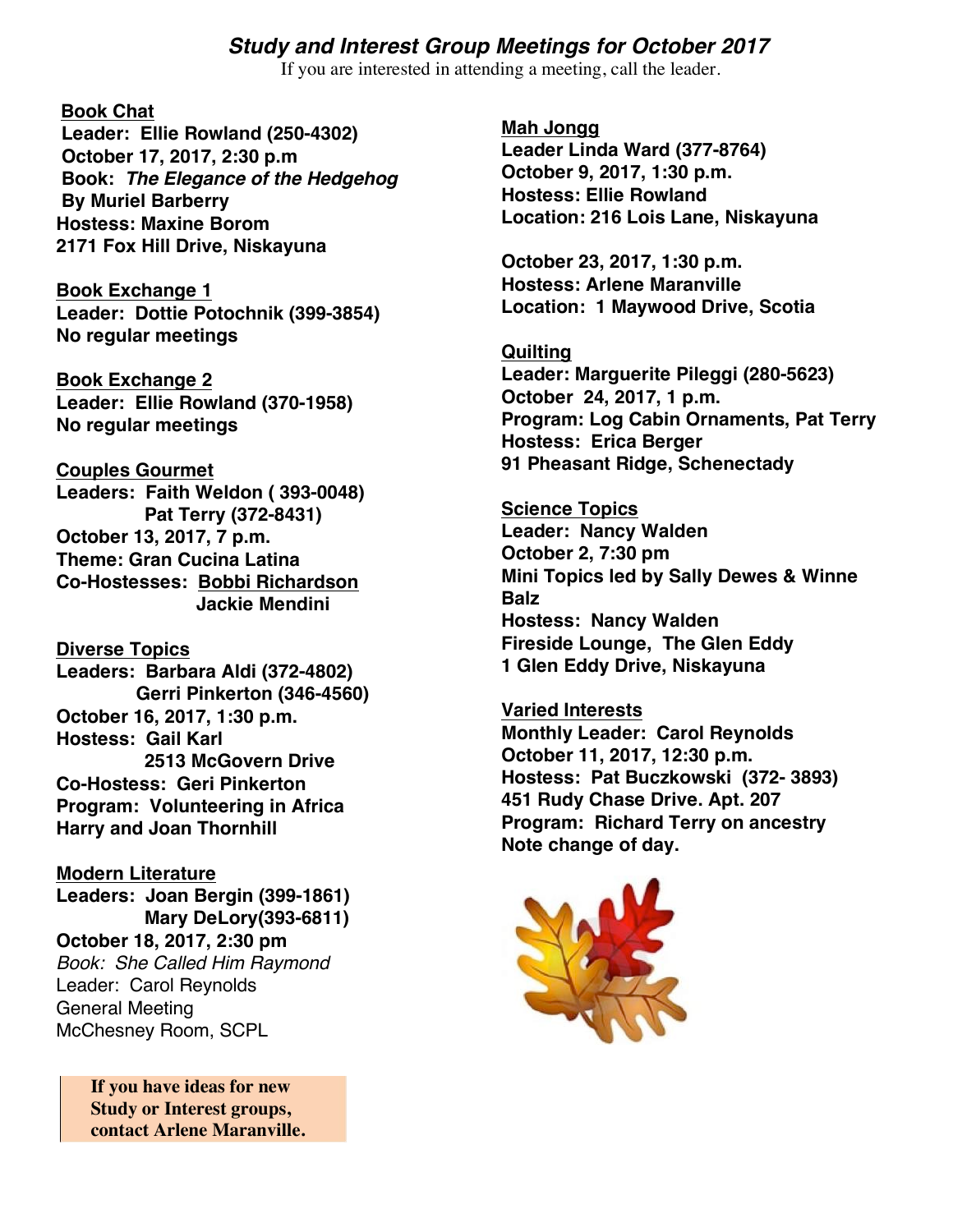## *Study and Interest Group Meetings for October 2017*

If you are interested in attending a meeting, call the leader.

**Book Chat**
**Leader: Ellie Rowland (250-4302)**
**October 17, 2017, 2:30 p.m**
**Book: *The Elegance of the Hedgehog***
**By Muriel Barberry**
**Hostess: Maxine Borom**
**2171 Fox Hill Drive, Niskayuna**

**Book Exchange 1**
**Leader: Dottie Potochnik (399-3854)**
**No regular meetings**

**Book Exchange 2**
**Leader: Ellie Rowland (370-1958)**
**No regular meetings**

**Couples Gourmet**
**Leaders: Faith Weldon ( 393-0048)**
**Pat Terry (372-8431)**
**October 13, 2017, 7 p.m.**
**Theme: Gran Cucina Latina**
**Co-Hostesses: Bobbi Richardson**
**Jackie Mendini**

**Diverse Topics**
**Leaders: Barbara Aldi (372-4802)**
**Gerri Pinkerton (346-4560)**
**October 16, 2017, 1:30 p.m.**
**Hostess: Gail Karl**
**2513 McGovern Drive**
**Co-Hostess: Geri Pinkerton**
**Program: Volunteering in Africa**
**Harry and Joan Thornhill**

**Modern Literature**
**Leaders: Joan Bergin (399-1861)**
**Mary DeLory(393-6811)**
**October 18, 2017, 2:30 pm**
*Book: She Called Him Raymond*
Leader: Carol Reynolds
General Meeting
McChesney Room, SCPL

**If you have ideas for new Study or Interest groups, contact Arlene Maranville.**

**Mah Jongg**
**Leader Linda Ward (377-8764)**
**October 9, 2017, 1:30 p.m.**
**Hostess: Ellie Rowland**
**Location: 216 Lois Lane, Niskayuna**

**October 23, 2017, 1:30 p.m.**
**Hostess: Arlene Maranville**
**Location: 1 Maywood Drive, Scotia**

**Quilting**
**Leader: Marguerite Pileggi (280-5623)**
**October 24, 2017, 1 p.m.**
**Program: Log Cabin Ornaments, Pat Terry**
**Hostess: Erica Berger**
**91 Pheasant Ridge, Schenectady**

**Science Topics**
**Leader: Nancy Walden**
**October 2, 7:30 pm**
**Mini Topics led by Sally Dewes & Winne Balz**
**Hostess: Nancy Walden**
**Fireside Lounge, The Glen Eddy**
**1 Glen Eddy Drive, Niskayuna**

**Varied Interests**
**Monthly Leader: Carol Reynolds**
**October 11, 2017, 12:30 p.m.**
**Hostess: Pat Buczkowski (372- 3893)**
**451 Rudy Chase Drive. Apt. 207**
**Program: Richard Terry on ancestry**
**Note change of day.**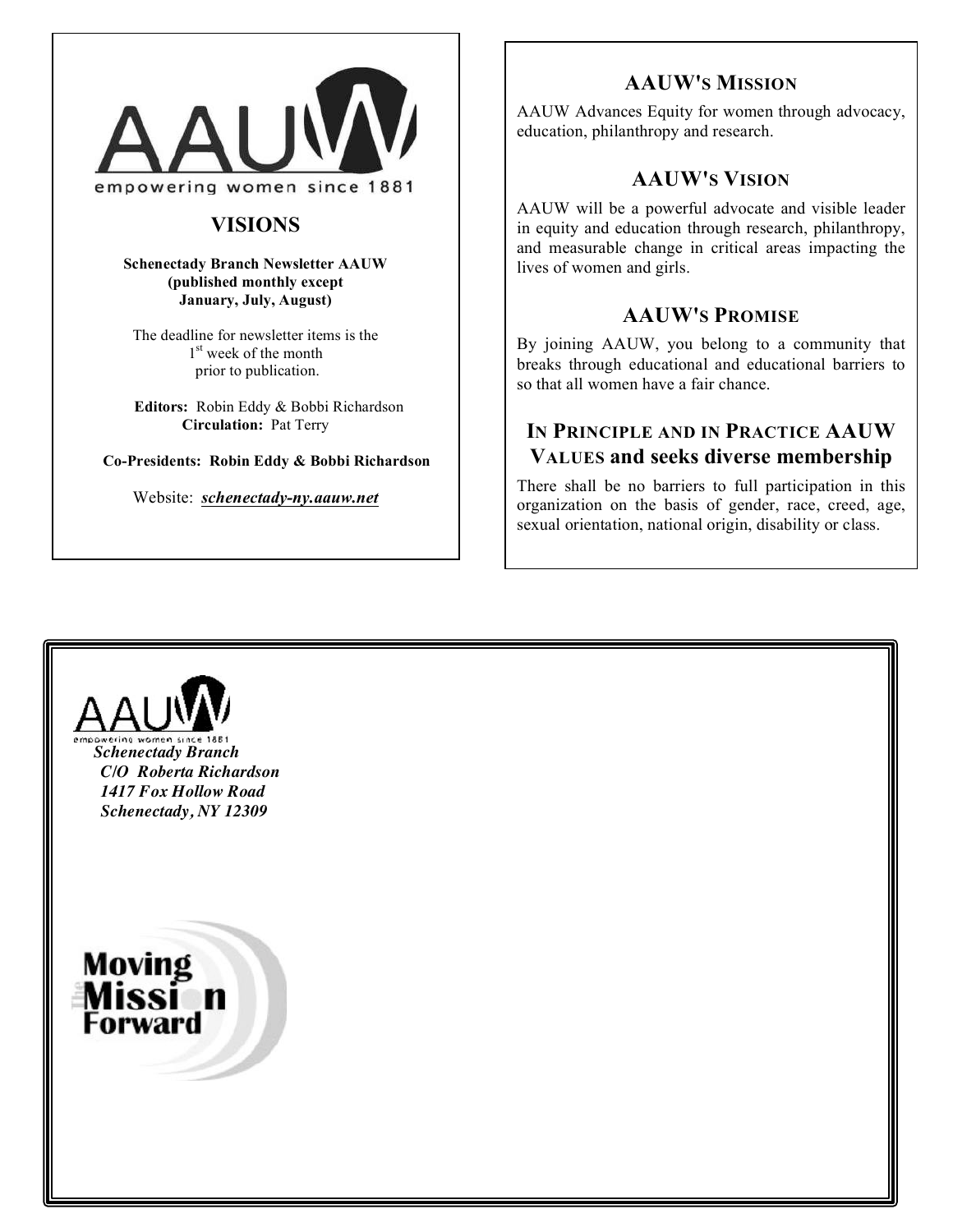AAUW

empowering women since 1881

## VISIONS

**Schenectady Branch Newsletter AAUW (published monthly except January, July, August)**

The deadline for newsletter items is the 1st week of the month prior to publication.

**Editors:** Robin Eddy & Bobbi Richardson
**Circulation:** Pat Terry

**Co-Presidents: Robin Eddy & Bobbi Richardson**

Website: ***schenectady-ny.aauw.net***

## AAUW'S MISSION

AAUW Advances Equity for women through advocacy, education, philanthropy and research.

## AAUW'S VISION

AAUW will be a powerful advocate and visible leader in equity and education through research, philanthropy, and measurable change in critical areas impacting the lives of women and girls.

## AAUW'S PROMISE

By joining AAUW, you belong to a community that breaks through educational and educational barriers to so that all women have a fair chance.

## IN PRINCIPLE AND IN PRACTICE AAUW VALUES and seeks diverse membership

There shall be no barriers to full participation in this organization on the basis of gender, race, creed, age, sexual orientation, national origin, disability or class.

AAUW

empowering women since 1881

***Schenectady Branch***
***C/O Roberta Richardson***
***1417 Fox Hollow Road***
***Schenectady, NY 12309***

Moving The Mission Forward